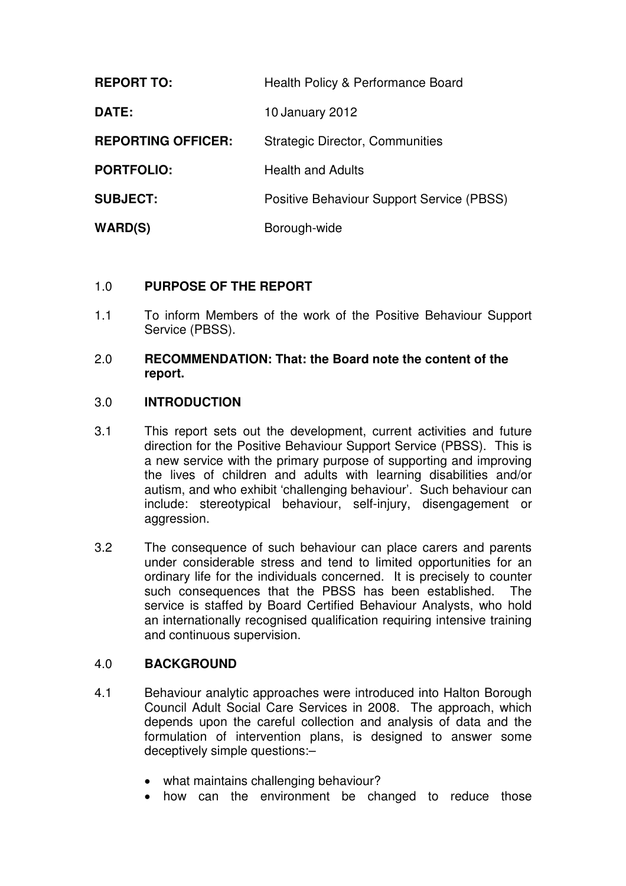| | |
|---|---|
| **REPORT TO:** | Health Policy & Performance Board |
| **DATE:** | 10 January 2012 |
| **REPORTING OFFICER:** | Strategic Director, Communities |
| **PORTFOLIO:** | Health and Adults |
| **SUBJECT:** | Positive Behaviour Support Service (PBSS) |
| **WARD(S)** | Borough-wide |

## 1.0 PURPOSE OF THE REPORT

1.1 To inform Members of the work of the Positive Behaviour Support Service (PBSS).

## 2.0 RECOMMENDATION: That: the Board note the content of the report.

## 3.0 INTRODUCTION

3.1 This report sets out the development, current activities and future direction for the Positive Behaviour Support Service (PBSS). This is a new service with the primary purpose of supporting and improving the lives of children and adults with learning disabilities and/or autism, and who exhibit 'challenging behaviour'. Such behaviour can include: stereotypical behaviour, self-injury, disengagement or aggression.

3.2 The consequence of such behaviour can place carers and parents under considerable stress and tend to limited opportunities for an ordinary life for the individuals concerned. It is precisely to counter such consequences that the PBSS has been established. The service is staffed by Board Certified Behaviour Analysts, who hold an internationally recognised qualification requiring intensive training and continuous supervision.

## 4.0 BACKGROUND

4.1 Behaviour analytic approaches were introduced into Halton Borough Council Adult Social Care Services in 2008. The approach, which depends upon the careful collection and analysis of data and the formulation of intervention plans, is designed to answer some deceptively simple questions:–

- what maintains challenging behaviour?
- how can the environment be changed to reduce those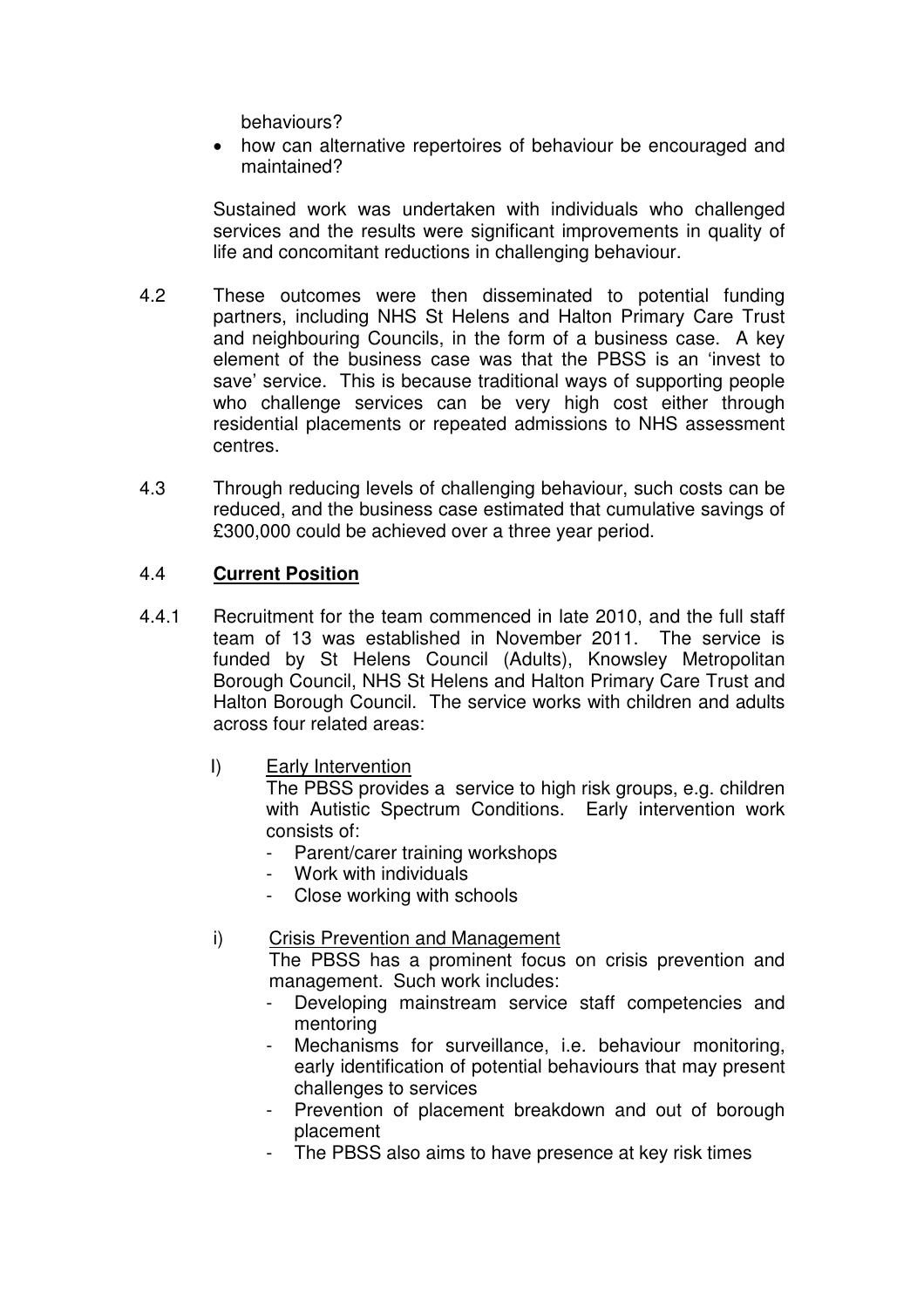behaviours?

- how can alternative repertoires of behaviour be encouraged and maintained?

Sustained work was undertaken with individuals who challenged services and the results were significant improvements in quality of life and concomitant reductions in challenging behaviour.

4.2 These outcomes were then disseminated to potential funding partners, including NHS St Helens and Halton Primary Care Trust and neighbouring Councils, in the form of a business case. A key element of the business case was that the PBSS is an 'invest to save' service. This is because traditional ways of supporting people who challenge services can be very high cost either through residential placements or repeated admissions to NHS assessment centres.

4.3 Through reducing levels of challenging behaviour, such costs can be reduced, and the business case estimated that cumulative savings of £300,000 could be achieved over a three year period.

4.4 **<u>Current Position</u>**

4.4.1 Recruitment for the team commenced in late 2010, and the full staff team of 13 was established in November 2011. The service is funded by St Helens Council (Adults), Knowsley Metropolitan Borough Council, NHS St Helens and Halton Primary Care Trust and Halton Borough Council. The service works with children and adults across four related areas:

I) <u>Early Intervention</u>

The PBSS provides a service to high risk groups, e.g. children with Autistic Spectrum Conditions. Early intervention work consists of:

- Parent/carer training workshops
- Work with individuals
- Close working with schools

i) <u>Crisis Prevention and Management</u>

The PBSS has a prominent focus on crisis prevention and management. Such work includes:

- Developing mainstream service staff competencies and mentoring
- Mechanisms for surveillance, i.e. behaviour monitoring, early identification of potential behaviours that may present challenges to services
- Prevention of placement breakdown and out of borough placement
- The PBSS also aims to have presence at key risk times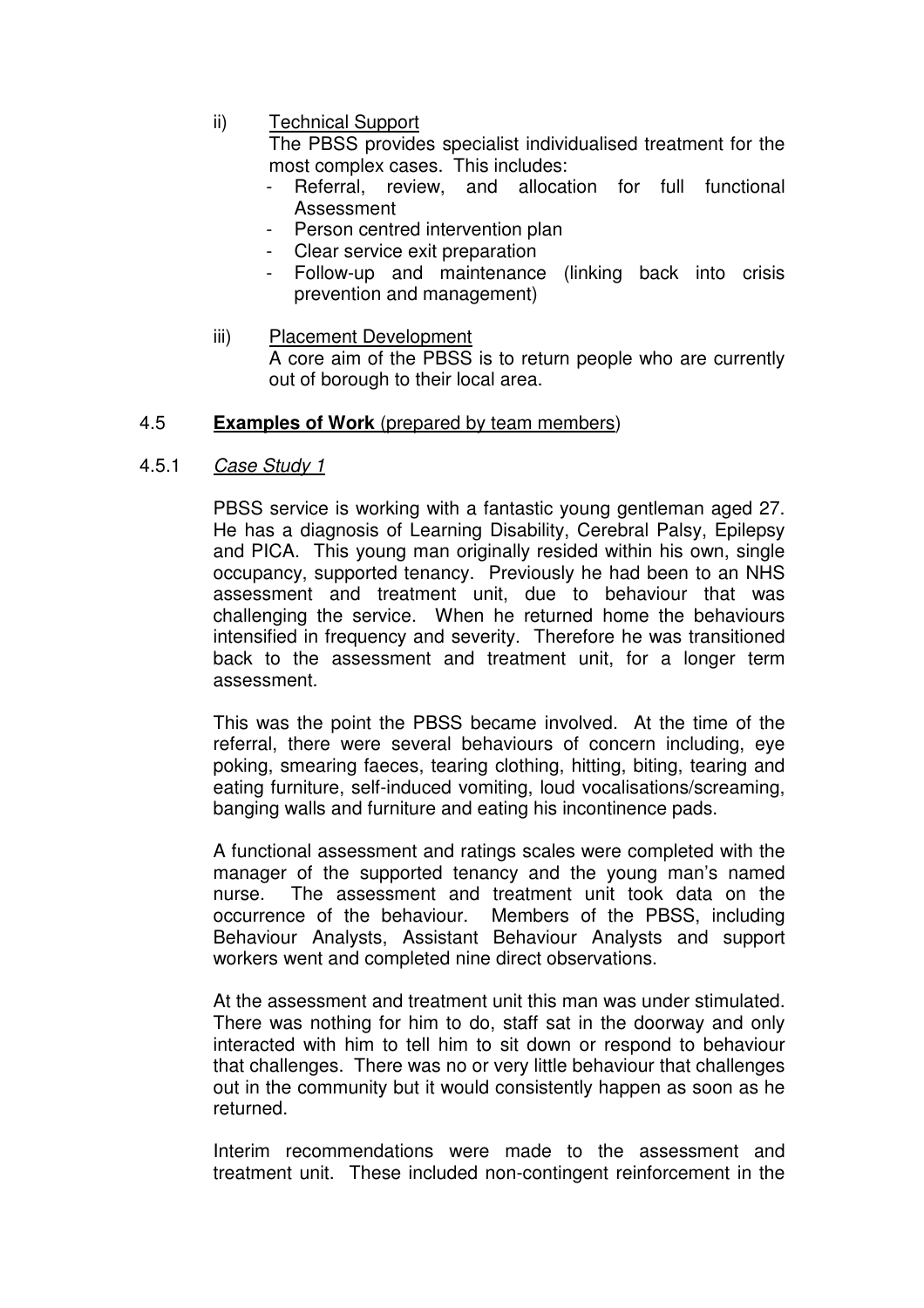ii) <u>Technical Support</u>

The PBSS provides specialist individualised treatment for the most complex cases. This includes:

- Referral, review, and allocation for full functional Assessment
- Person centred intervention plan
- Clear service exit preparation
- Follow-up and maintenance (linking back into crisis prevention and management)

iii) <u>Placement Development</u>

A core aim of the PBSS is to return people who are currently out of borough to their local area.

4.5 **Examples of Work** (prepared by team members)

4.5.1 *Case Study 1*

PBSS service is working with a fantastic young gentleman aged 27. He has a diagnosis of Learning Disability, Cerebral Palsy, Epilepsy and PICA. This young man originally resided within his own, single occupancy, supported tenancy. Previously he had been to an NHS assessment and treatment unit, due to behaviour that was challenging the service. When he returned home the behaviours intensified in frequency and severity. Therefore he was transitioned back to the assessment and treatment unit, for a longer term assessment.

This was the point the PBSS became involved. At the time of the referral, there were several behaviours of concern including, eye poking, smearing faeces, tearing clothing, hitting, biting, tearing and eating furniture, self-induced vomiting, loud vocalisations/screaming, banging walls and furniture and eating his incontinence pads.

A functional assessment and ratings scales were completed with the manager of the supported tenancy and the young man's named nurse. The assessment and treatment unit took data on the occurrence of the behaviour. Members of the PBSS, including Behaviour Analysts, Assistant Behaviour Analysts and support workers went and completed nine direct observations.

At the assessment and treatment unit this man was under stimulated. There was nothing for him to do, staff sat in the doorway and only interacted with him to tell him to sit down or respond to behaviour that challenges. There was no or very little behaviour that challenges out in the community but it would consistently happen as soon as he returned.

Interim recommendations were made to the assessment and treatment unit. These included non-contingent reinforcement in the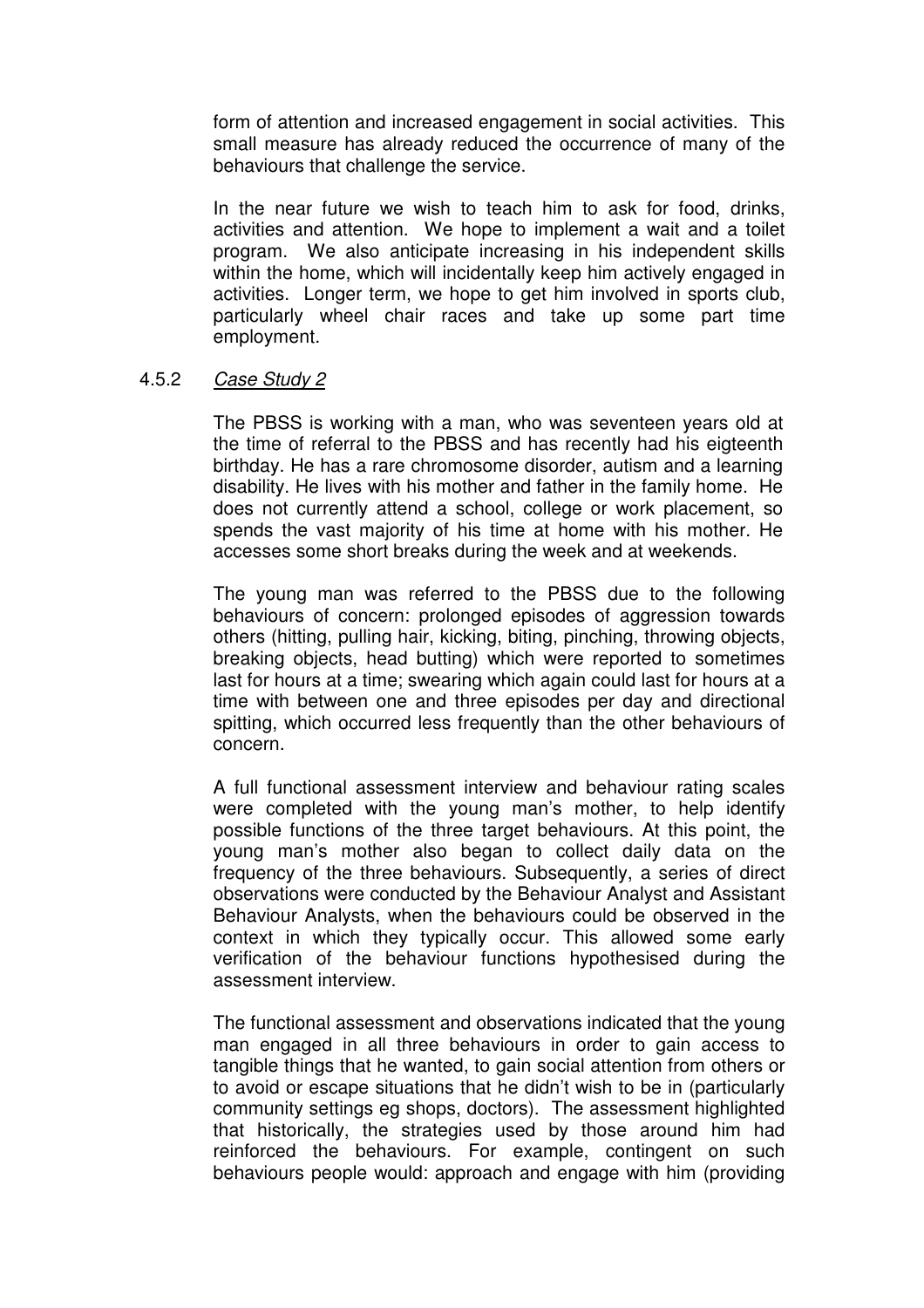form of attention and increased engagement in social activities. This small measure has already reduced the occurrence of many of the behaviours that challenge the service.

In the near future we wish to teach him to ask for food, drinks, activities and attention. We hope to implement a wait and a toilet program. We also anticipate increasing in his independent skills within the home, which will incidentally keep him actively engaged in activities. Longer term, we hope to get him involved in sports club, particularly wheel chair races and take up some part time employment.

#### 4.5.2 *Case Study 2*

The PBSS is working with a man, who was seventeen years old at the time of referral to the PBSS and has recently had his eigteenth birthday. He has a rare chromosome disorder, autism and a learning disability. He lives with his mother and father in the family home. He does not currently attend a school, college or work placement, so spends the vast majority of his time at home with his mother. He accesses some short breaks during the week and at weekends.

The young man was referred to the PBSS due to the following behaviours of concern: prolonged episodes of aggression towards others (hitting, pulling hair, kicking, biting, pinching, throwing objects, breaking objects, head butting) which were reported to sometimes last for hours at a time; swearing which again could last for hours at a time with between one and three episodes per day and directional spitting, which occurred less frequently than the other behaviours of concern.

A full functional assessment interview and behaviour rating scales were completed with the young man's mother, to help identify possible functions of the three target behaviours. At this point, the young man's mother also began to collect daily data on the frequency of the three behaviours. Subsequently, a series of direct observations were conducted by the Behaviour Analyst and Assistant Behaviour Analysts, when the behaviours could be observed in the context in which they typically occur. This allowed some early verification of the behaviour functions hypothesised during the assessment interview.

The functional assessment and observations indicated that the young man engaged in all three behaviours in order to gain access to tangible things that he wanted, to gain social attention from others or to avoid or escape situations that he didn't wish to be in (particularly community settings eg shops, doctors). The assessment highlighted that historically, the strategies used by those around him had reinforced the behaviours. For example, contingent on such behaviours people would: approach and engage with him (providing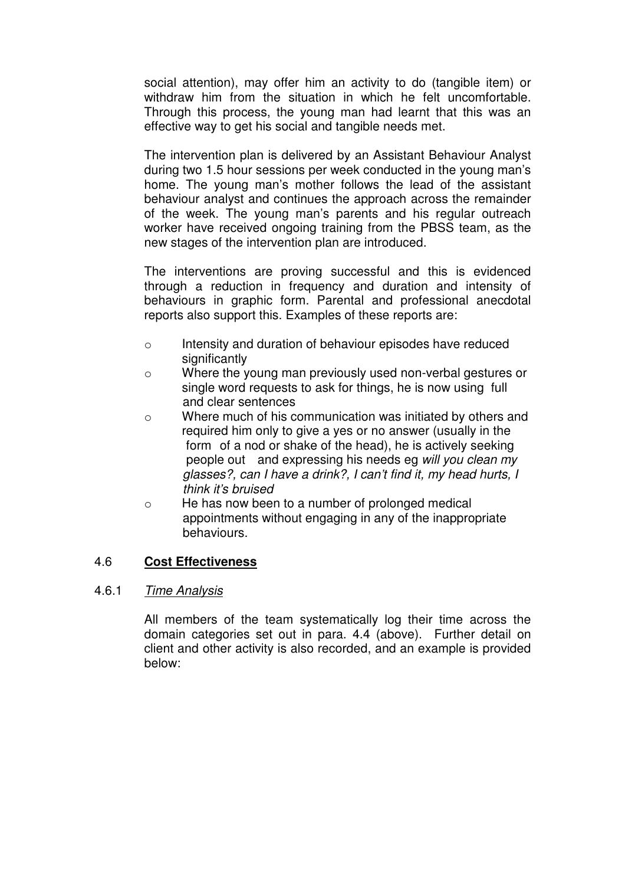social attention), may offer him an activity to do (tangible item) or withdraw him from the situation in which he felt uncomfortable. Through this process, the young man had learnt that this was an effective way to get his social and tangible needs met.

The intervention plan is delivered by an Assistant Behaviour Analyst during two 1.5 hour sessions per week conducted in the young man's home. The young man's mother follows the lead of the assistant behaviour analyst and continues the approach across the remainder of the week. The young man's parents and his regular outreach worker have received ongoing training from the PBSS team, as the new stages of the intervention plan are introduced.

The interventions are proving successful and this is evidenced through a reduction in frequency and duration and intensity of behaviours in graphic form. Parental and professional anecdotal reports also support this. Examples of these reports are:

- Intensity and duration of behaviour episodes have reduced significantly
- Where the young man previously used non-verbal gestures or single word requests to ask for things, he is now using full and clear sentences
- Where much of his communication was initiated by others and required him only to give a yes or no answer (usually in the form of a nod or shake of the head), he is actively seeking people out and expressing his needs eg *will you clean my glasses?, can I have a drink?, I can't find it, my head hurts, I think it's bruised*
- He has now been to a number of prolonged medical appointments without engaging in any of the inappropriate behaviours.

## 4.6 **Cost Effectiveness**

### 4.6.1 *Time Analysis*

All members of the team systematically log their time across the domain categories set out in para. 4.4 (above). Further detail on client and other activity is also recorded, and an example is provided below: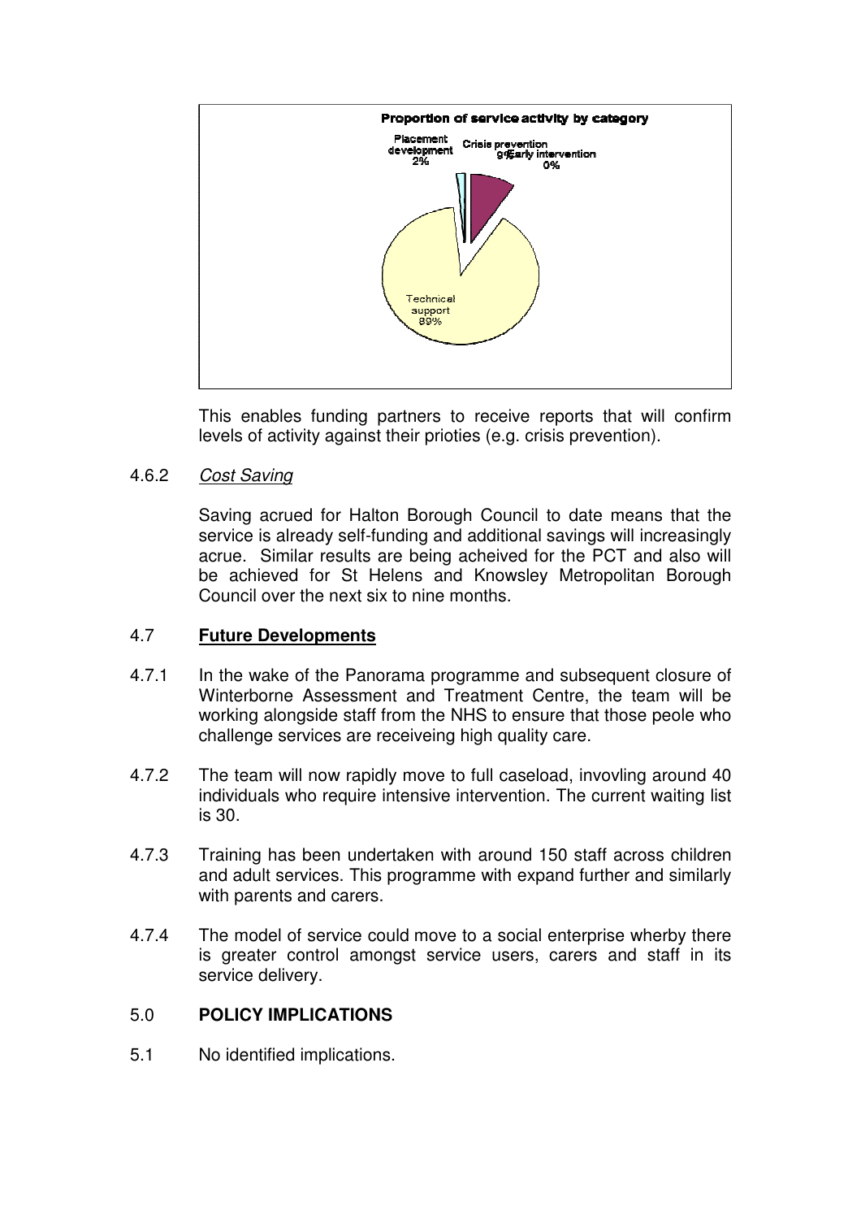**Proportion of service activity by category**

Placement development 2%
Crisis prevention 9%
Early intervention 0%
Technical support 89%

This enables funding partners to receive reports that will confirm levels of activity against their prioties (e.g. crisis prevention).

4.6.2 *Cost Saving*

Saving acrued for Halton Borough Council to date means that the service is already self-funding and additional savings will increasingly acrue. Similar results are being acheived for the PCT and also will be achieved for St Helens and Knowsley Metropolitan Borough Council over the next six to nine months.

## 4.7 Future Developments

4.7.1 In the wake of the Panorama programme and subsequent closure of Winterborne Assessment and Treatment Centre, the team will be working alongside staff from the NHS to ensure that those peole who challenge services are receiveing high quality care.

4.7.2 The team will now rapidly move to full caseload, invovling around 40 individuals who require intensive intervention. The current waiting list is 30.

4.7.3 Training has been undertaken with around 150 staff across children and adult services. This programme with expand further and similarly with parents and carers.

4.7.4 The model of service could move to a social enterprise wherby there is greater control amongst service users, carers and staff in its service delivery.

## 5.0 POLICY IMPLICATIONS

5.1 No identified implications.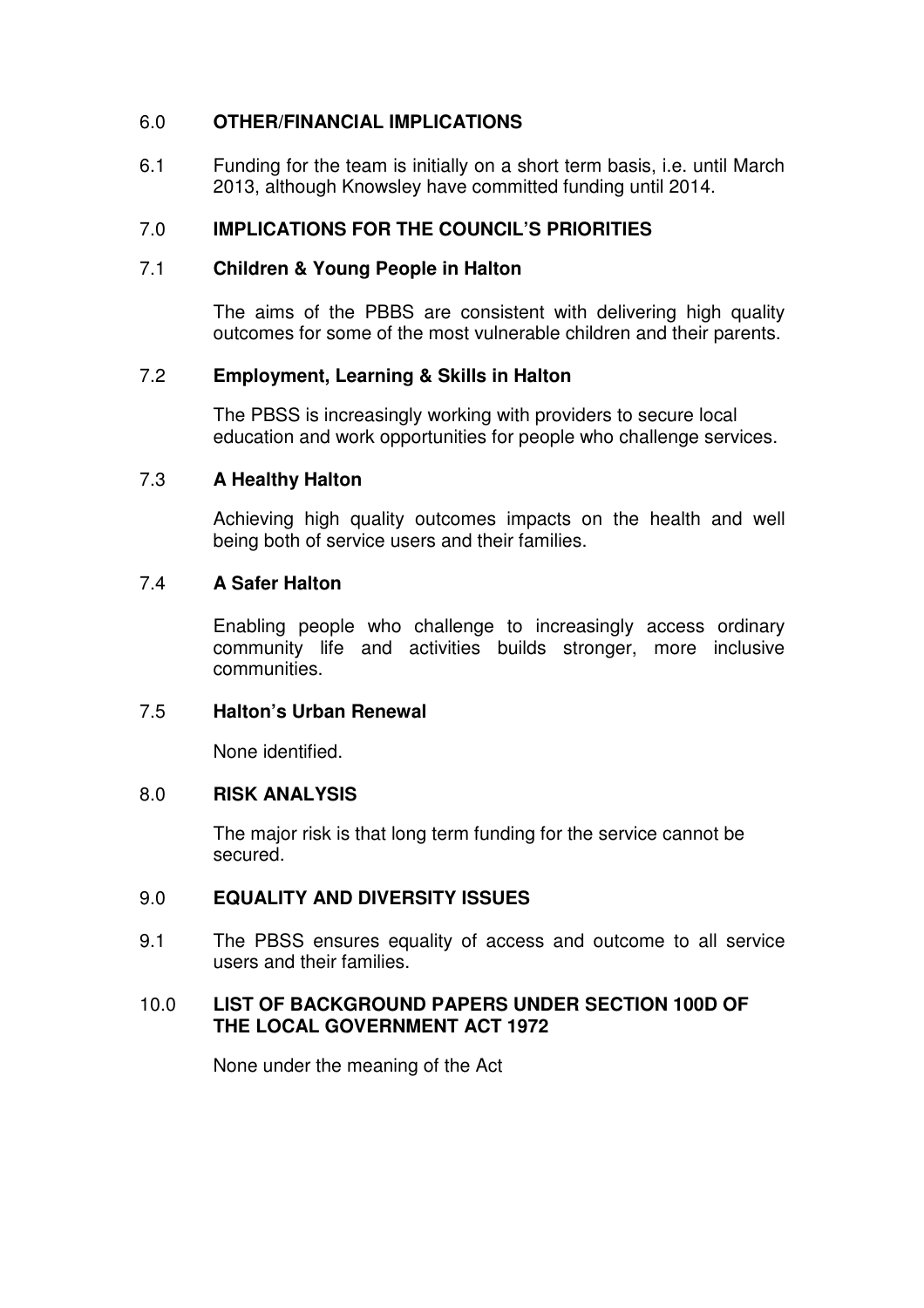## 6.0 OTHER/FINANCIAL IMPLICATIONS

6.1 Funding for the team is initially on a short term basis, i.e. until March 2013, although Knowsley have committed funding until 2014.

## 7.0 IMPLICATIONS FOR THE COUNCIL'S PRIORITIES

### 7.1 Children & Young People in Halton

The aims of the PBBS are consistent with delivering high quality outcomes for some of the most vulnerable children and their parents.

### 7.2 Employment, Learning & Skills in Halton

The PBSS is increasingly working with providers to secure local education and work opportunities for people who challenge services.

### 7.3 A Healthy Halton

Achieving high quality outcomes impacts on the health and well being both of service users and their families.

### 7.4 A Safer Halton

Enabling people who challenge to increasingly access ordinary community life and activities builds stronger, more inclusive communities.

### 7.5 Halton's Urban Renewal

None identified.

## 8.0 RISK ANALYSIS

The major risk is that long term funding for the service cannot be secured.

## 9.0 EQUALITY AND DIVERSITY ISSUES

9.1 The PBSS ensures equality of access and outcome to all service users and their families.

## 10.0 LIST OF BACKGROUND PAPERS UNDER SECTION 100D OF THE LOCAL GOVERNMENT ACT 1972

None under the meaning of the Act